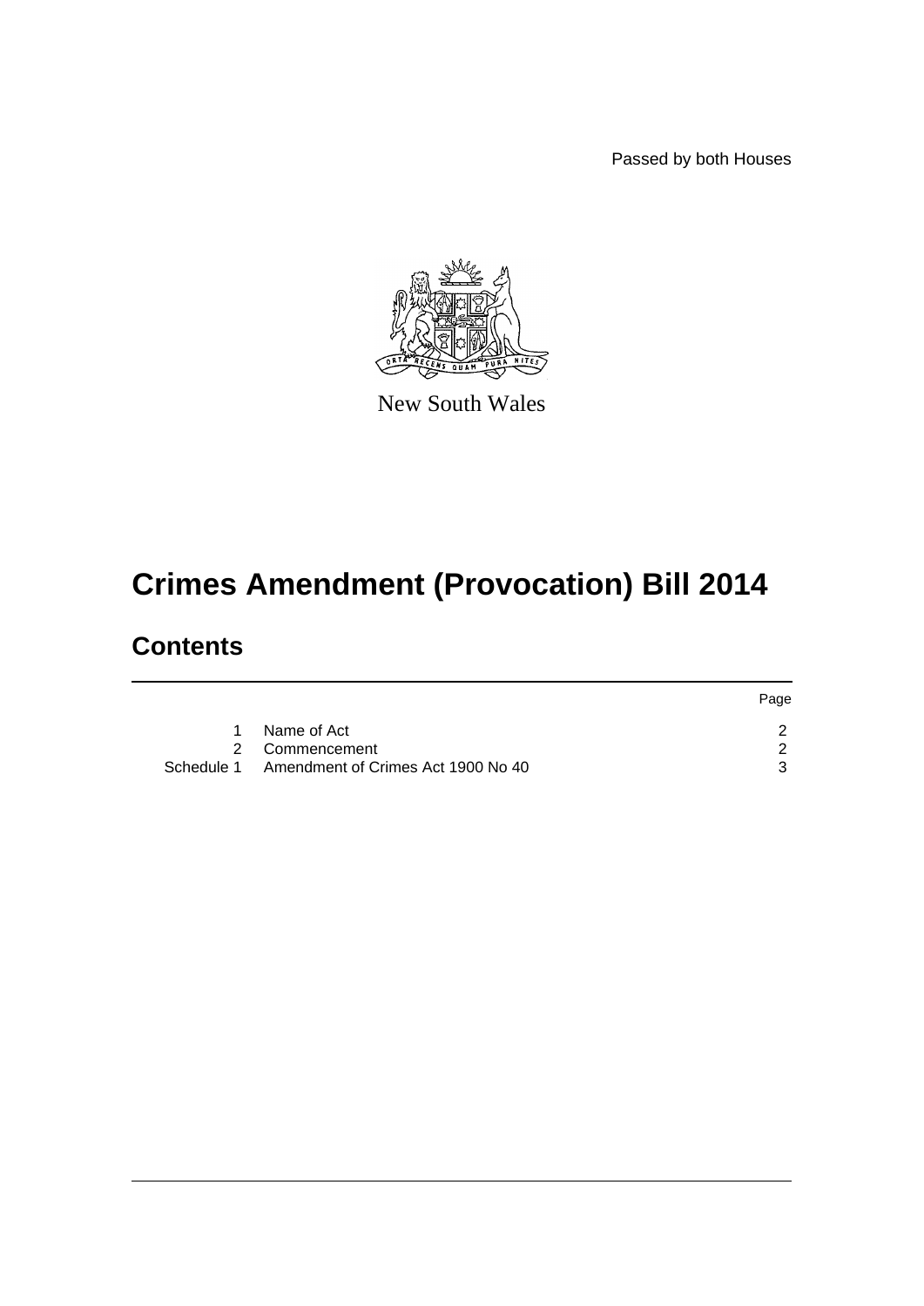Passed by both Houses

New South Wales

# Crimes Amendment (Provocation) Bill 2014

## Contents

| | | Page |
|---|---|---|
| 1 | Name of Act | 2 |
| 2 | Commencement | 2 |
| Schedule 1 | Amendment of Crimes Act 1900 No 40 | 3 |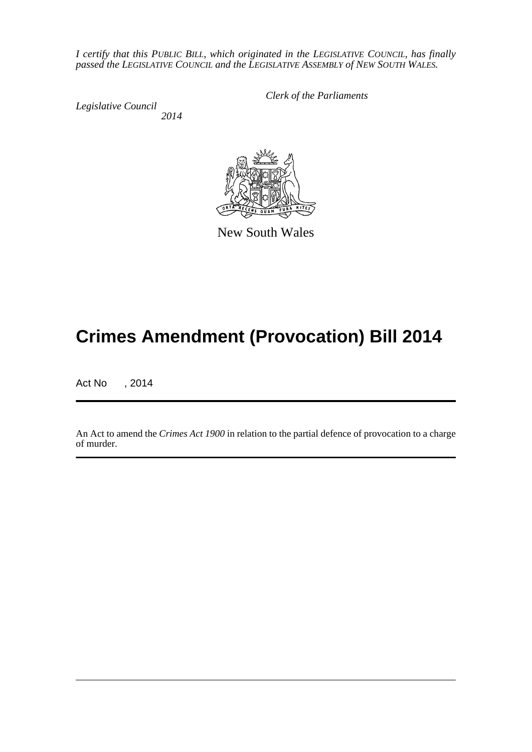*I certify that this PUBLIC BILL, which originated in the LEGISLATIVE COUNCIL, has finally passed the LEGISLATIVE COUNCIL and the LEGISLATIVE ASSEMBLY of NEW SOUTH WALES.*

*Clerk of the Parliaments*

*Legislative Council*
*2014*

New South Wales

# Crimes Amendment (Provocation) Bill 2014

Act No , 2014

An Act to amend the *Crimes Act 1900* in relation to the partial defence of provocation to a charge of murder.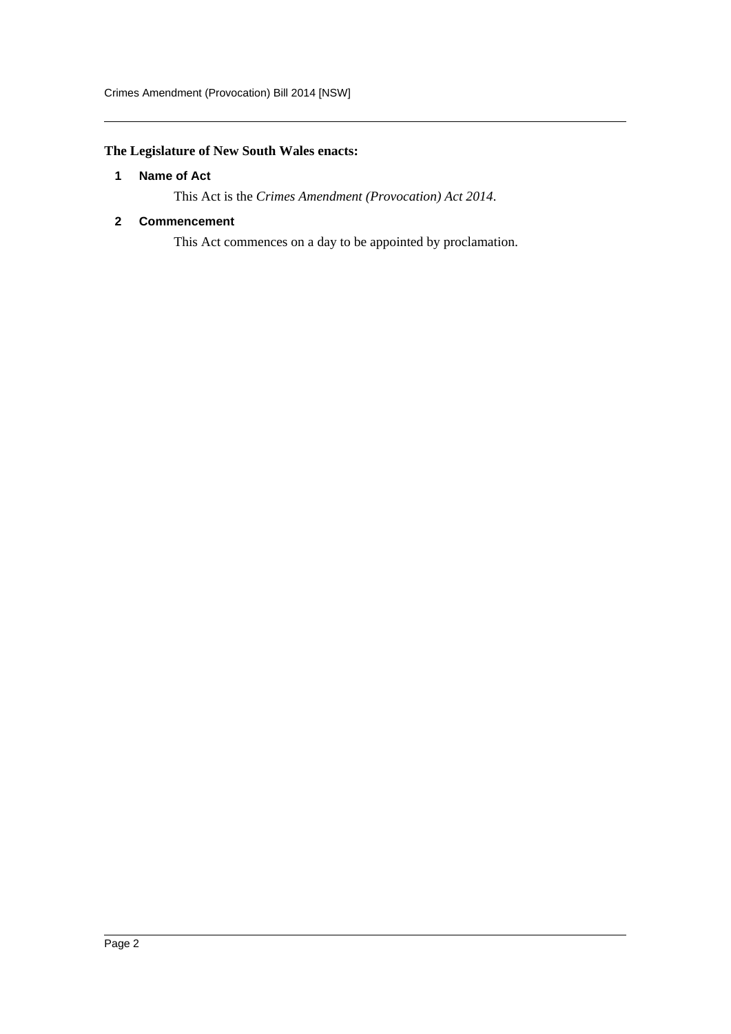**The Legislature of New South Wales enacts:**

## 1 Name of Act

This Act is the *Crimes Amendment (Provocation) Act 2014*.

## 2 Commencement

This Act commences on a day to be appointed by proclamation.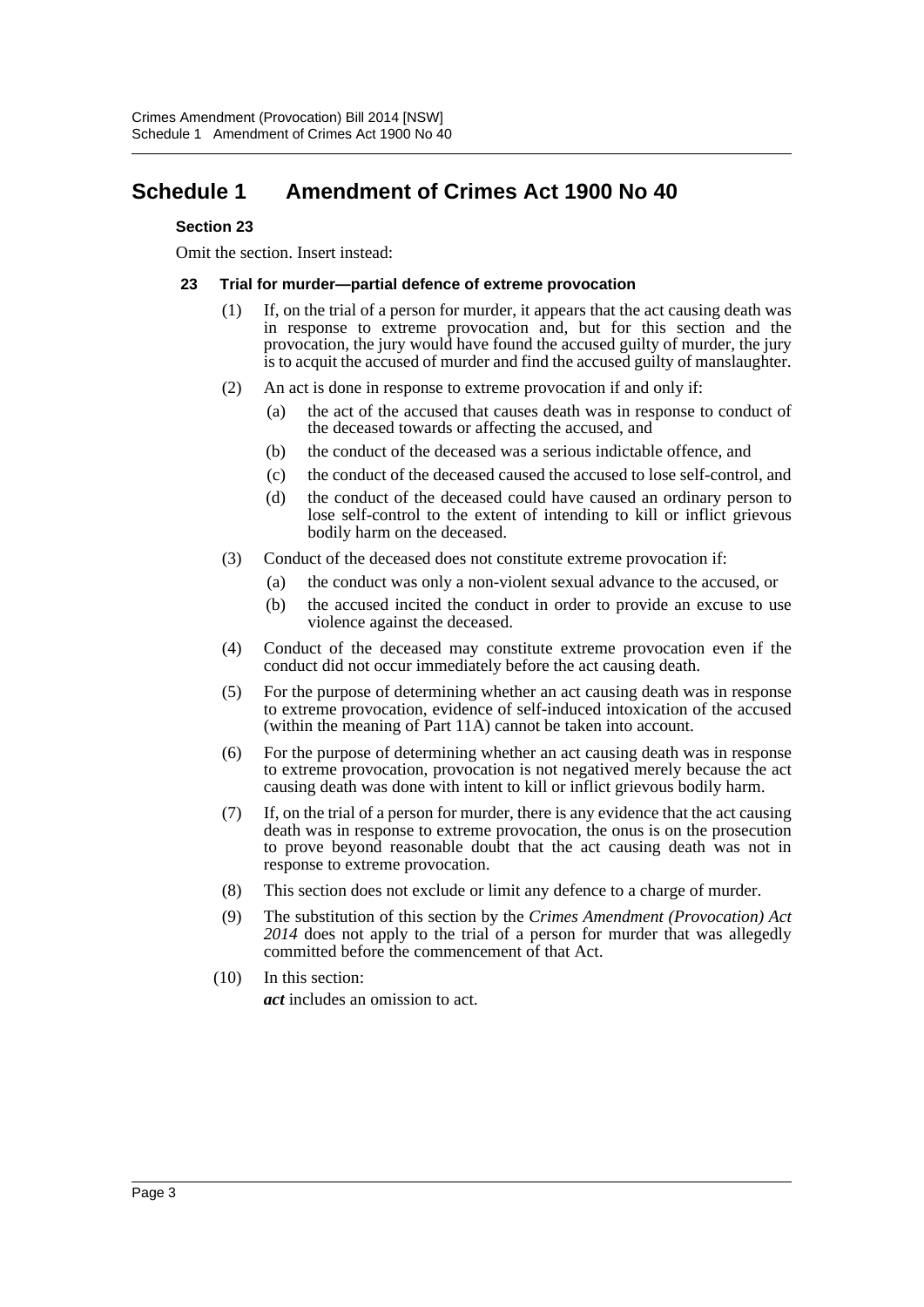# Schedule 1 Amendment of Crimes Act 1900 No 40

### Section 23

Omit the section. Insert instead:

#### 23 Trial for murder—partial defence of extreme provocation

(1) If, on the trial of a person for murder, it appears that the act causing death was in response to extreme provocation and, but for this section and the provocation, the jury would have found the accused guilty of murder, the jury is to acquit the accused of murder and find the accused guilty of manslaughter.

(2) An act is done in response to extreme provocation if and only if:

- (a) the act of the accused that causes death was in response to conduct of the deceased towards or affecting the accused, and
- (b) the conduct of the deceased was a serious indictable offence, and
- (c) the conduct of the deceased caused the accused to lose self-control, and
- (d) the conduct of the deceased could have caused an ordinary person to lose self-control to the extent of intending to kill or inflict grievous bodily harm on the deceased.

(3) Conduct of the deceased does not constitute extreme provocation if:

- (a) the conduct was only a non-violent sexual advance to the accused, or
- (b) the accused incited the conduct in order to provide an excuse to use violence against the deceased.

(4) Conduct of the deceased may constitute extreme provocation even if the conduct did not occur immediately before the act causing death.

(5) For the purpose of determining whether an act causing death was in response to extreme provocation, evidence of self-induced intoxication of the accused (within the meaning of Part 11A) cannot be taken into account.

(6) For the purpose of determining whether an act causing death was in response to extreme provocation, provocation is not negatived merely because the act causing death was done with intent to kill or inflict grievous bodily harm.

(7) If, on the trial of a person for murder, there is any evidence that the act causing death was in response to extreme provocation, the onus is on the prosecution to prove beyond reasonable doubt that the act causing death was not in response to extreme provocation.

(8) This section does not exclude or limit any defence to a charge of murder.

(9) The substitution of this section by the *Crimes Amendment (Provocation) Act 2014* does not apply to the trial of a person for murder that was allegedly committed before the commencement of that Act.

(10) In this section:

***act*** includes an omission to act.